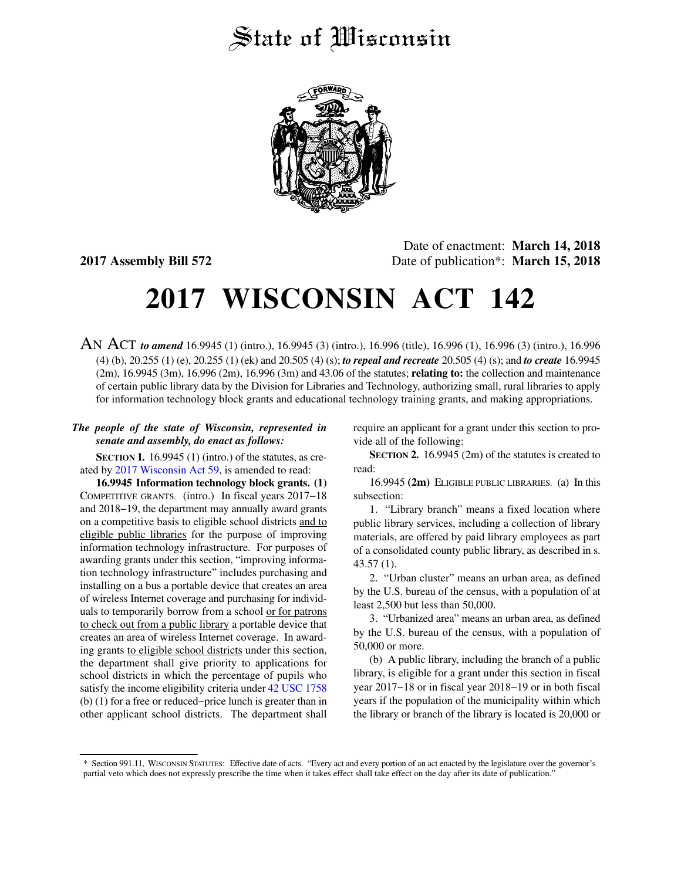# State of Wisconsin

**2017 Assembly Bill 572**

Date of enactment: **March 14, 2018**
Date of publication*: **March 15, 2018**

# 2017 WISCONSIN ACT 142

AN ACT ***to amend*** 16.9945 (1) (intro.), 16.9945 (3) (intro.), 16.996 (title), 16.996 (1), 16.996 (3) (intro.), 16.996 (4) (b), 20.255 (1) (e), 20.255 (1) (ek) and 20.505 (4) (s); ***to repeal and recreate*** 20.505 (4) (s); and ***to create*** 16.9945 (2m), 16.9945 (3m), 16.996 (2m), 16.996 (3m) and 43.06 of the statutes; **relating to:** the collection and maintenance of certain public library data by the Division for Libraries and Technology, authorizing small, rural libraries to apply for information technology block grants and educational technology training grants, and making appropriations.

***The people of the state of Wisconsin, represented in senate and assembly, do enact as follows:***

**SECTION 1.** 16.9945 (1) (intro.) of the statutes, as created by 2017 Wisconsin Act 59, is amended to read:

**16.9945 Information technology block grants. (1)** COMPETITIVE GRANTS. (intro.) In fiscal years 2017−18 and 2018−19, the department may annually award grants on a competitive basis to eligible school districts and to eligible public libraries for the purpose of improving information technology infrastructure. For purposes of awarding grants under this section, "improving information technology infrastructure" includes purchasing and installing on a bus a portable device that creates an area of wireless Internet coverage and purchasing for individuals to temporarily borrow from a school or for patrons to check out from a public library a portable device that creates an area of wireless Internet coverage. In awarding grants to eligible school districts under this section, the department shall give priority to applications for school districts in which the percentage of pupils who satisfy the income eligibility criteria under 42 USC 1758 (b) (1) for a free or reduced−price lunch is greater than in other applicant school districts. The department shall require an applicant for a grant under this section to provide all of the following:

**SECTION 2.** 16.9945 (2m) of the statutes is created to read:

16.9945 **(2m)** ELIGIBLE PUBLIC LIBRARIES. (a) In this subsection:

1. "Library branch" means a fixed location where public library services, including a collection of library materials, are offered by paid library employees as part of a consolidated county public library, as described in s. 43.57 (1).

2. "Urban cluster" means an urban area, as defined by the U.S. bureau of the census, with a population of at least 2,500 but less than 50,000.

3. "Urbanized area" means an urban area, as defined by the U.S. bureau of the census, with a population of 50,000 or more.

(b) A public library, including the branch of a public library, is eligible for a grant under this section in fiscal year 2017−18 or in fiscal year 2018−19 or in both fiscal years if the population of the municipality within which the library or branch of the library is located is 20,000 or

* Section 991.11, WISCONSIN STATUTES: Effective date of acts. "Every act and every portion of an act enacted by the legislature over the governor's partial veto which does not expressly prescribe the time when it takes effect shall take effect on the day after its date of publication."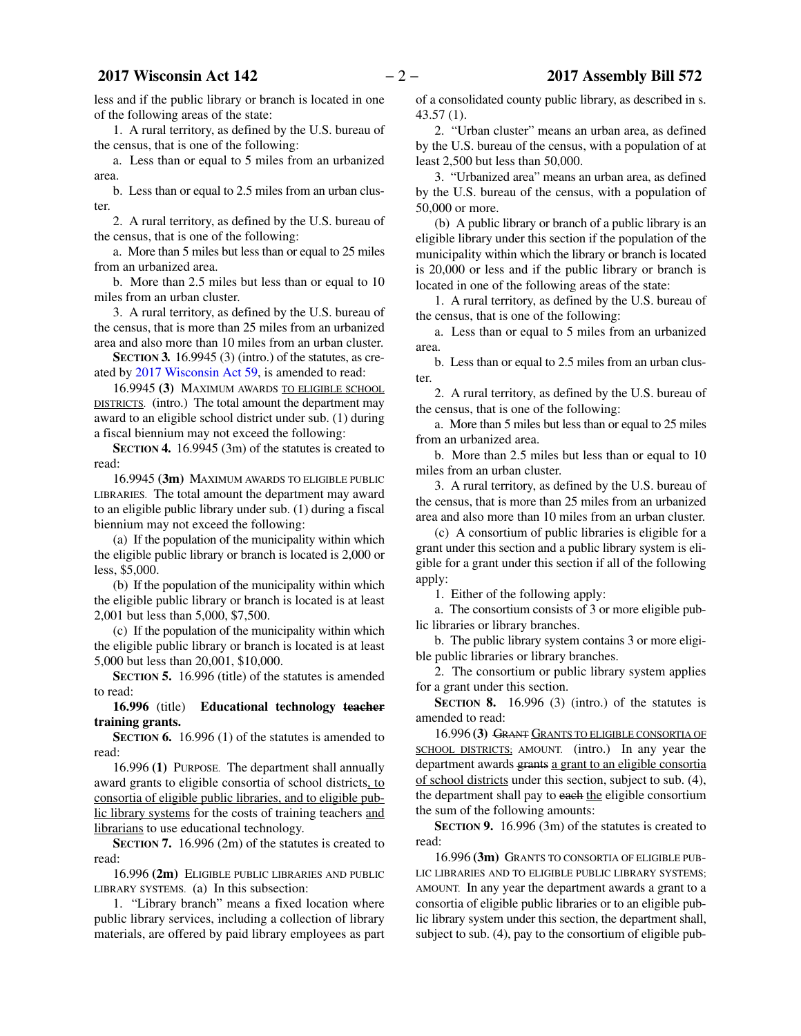less and if the public library or branch is located in one of the following areas of the state:

1. A rural territory, as defined by the U.S. bureau of the census, that is one of the following:

a. Less than or equal to 5 miles from an urbanized area.

b. Less than or equal to 2.5 miles from an urban cluster.

2. A rural territory, as defined by the U.S. bureau of the census, that is one of the following:

a. More than 5 miles but less than or equal to 25 miles from an urbanized area.

b. More than 2.5 miles but less than or equal to 10 miles from an urban cluster.

3. A rural territory, as defined by the U.S. bureau of the census, that is more than 25 miles from an urbanized area and also more than 10 miles from an urban cluster.

**SECTION 3.** 16.9945 (3) (intro.) of the statutes, as created by 2017 Wisconsin Act 59, is amended to read:

16.9945 **(3)** MAXIMUM AWARDS TO ELIGIBLE SCHOOL DISTRICTS. (intro.) The total amount the department may award to an eligible school district under sub. (1) during a fiscal biennium may not exceed the following:

**SECTION 4.** 16.9945 (3m) of the statutes is created to read:

16.9945 **(3m)** MAXIMUM AWARDS TO ELIGIBLE PUBLIC LIBRARIES. The total amount the department may award to an eligible public library under sub. (1) during a fiscal biennium may not exceed the following:

(a) If the population of the municipality within which the eligible public library or branch is located is 2,000 or less, $5,000.

(b) If the population of the municipality within which the eligible public library or branch is located is at least 2,001 but less than 5,000, $7,500.

(c) If the population of the municipality within which the eligible public library or branch is located is at least 5,000 but less than 20,001, $10,000.

**SECTION 5.** 16.996 (title) of the statutes is amended to read:

**16.996** (title) **Educational technology ~~teacher~~ training grants.**

**SECTION 6.** 16.996 (1) of the statutes is amended to read:

16.996 **(1)** PURPOSE. The department shall annually award grants to eligible consortia of school districts, to consortia of eligible public libraries, and to eligible public library systems for the costs of training teachers and librarians to use educational technology.

**SECTION 7.** 16.996 (2m) of the statutes is created to read:

16.996 **(2m)** ELIGIBLE PUBLIC LIBRARIES AND PUBLIC LIBRARY SYSTEMS. (a) In this subsection:

1. "Library branch" means a fixed location where public library services, including a collection of library materials, are offered by paid library employees as part of a consolidated county public library, as described in s. 43.57 (1).

2. "Urban cluster" means an urban area, as defined by the U.S. bureau of the census, with a population of at least 2,500 but less than 50,000.

3. "Urbanized area" means an urban area, as defined by the U.S. bureau of the census, with a population of 50,000 or more.

(b) A public library or branch of a public library is an eligible library under this section if the population of the municipality within which the library or branch is located is 20,000 or less and if the public library or branch is located in one of the following areas of the state:

1. A rural territory, as defined by the U.S. bureau of the census, that is one of the following:

a. Less than or equal to 5 miles from an urbanized area.

b. Less than or equal to 2.5 miles from an urban cluster.

2. A rural territory, as defined by the U.S. bureau of the census, that is one of the following:

a. More than 5 miles but less than or equal to 25 miles from an urbanized area.

b. More than 2.5 miles but less than or equal to 10 miles from an urban cluster.

3. A rural territory, as defined by the U.S. bureau of the census, that is more than 25 miles from an urbanized area and also more than 10 miles from an urban cluster.

(c) A consortium of public libraries is eligible for a grant under this section and a public library system is eligible for a grant under this section if all of the following apply:

1. Either of the following apply:

a. The consortium consists of 3 or more eligible public libraries or library branches.

b. The public library system contains 3 or more eligible public libraries or library branches.

2. The consortium or public library system applies for a grant under this section.

**SECTION 8.** 16.996 (3) (intro.) of the statutes is amended to read:

16.996 **(3)** ~~GRANT~~ GRANTS TO ELIGIBLE CONSORTIA OF SCHOOL DISTRICTS; AMOUNT. (intro.) In any year the department awards ~~grants~~ a grant to an eligible consortia of school districts under this section, subject to sub. (4), the department shall pay to ~~each~~ the eligible consortium the sum of the following amounts:

**SECTION 9.** 16.996 (3m) of the statutes is created to read:

16.996 **(3m)** GRANTS TO CONSORTIA OF ELIGIBLE PUBLIC LIBRARIES AND TO ELIGIBLE PUBLIC LIBRARY SYSTEMS; AMOUNT. In any year the department awards a grant to a consortia of eligible public libraries or to an eligible public library system under this section, the department shall, subject to sub. (4), pay to the consortium of eligible pub-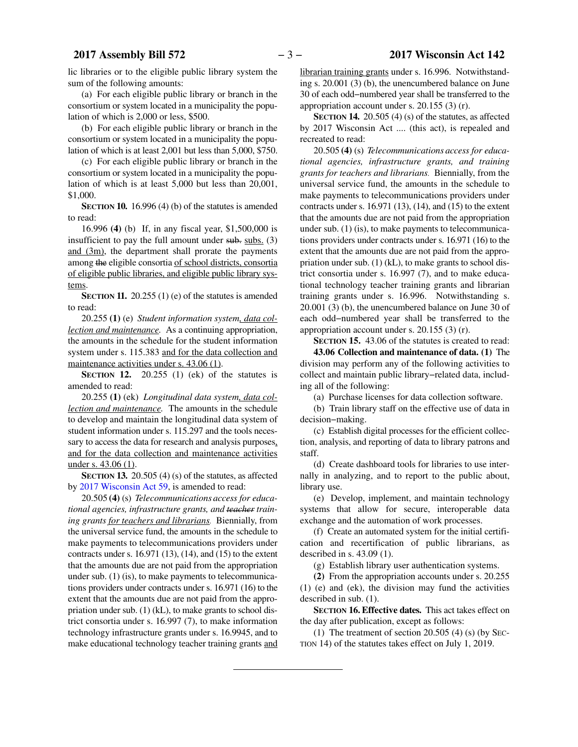lic libraries or to the eligible public library system the sum of the following amounts:

(a) For each eligible public library or branch in the consortium or system located in a municipality the population of which is 2,000 or less, $500.

(b) For each eligible public library or branch in the consortium or system located in a municipality the population of which is at least 2,001 but less than 5,000, $750.

(c) For each eligible public library or branch in the consortium or system located in a municipality the population of which is at least 5,000 but less than 20,001, $1,000.

**SECTION 10.** 16.996 (4) (b) of the statutes is amended to read:

16.996 **(4)** (b) If, in any fiscal year, $1,500,000 is insufficient to pay the full amount under ~~sub.~~ subs. (3) and (3m), the department shall prorate the payments among ~~the~~ eligible consortia of school districts, consortia of eligible public libraries, and eligible public library systems.

**SECTION 11.** 20.255 (1) (e) of the statutes is amended to read:

20.255 **(1)** (e) *Student information system, data collection and maintenance.* As a continuing appropriation, the amounts in the schedule for the student information system under s. 115.383 and for the data collection and maintenance activities under s. 43.06 (1).

**SECTION 12.** 20.255 (1) (ek) of the statutes is amended to read:

20.255 **(1)** (ek) *Longitudinal data system, data collection and maintenance.* The amounts in the schedule to develop and maintain the longitudinal data system of student information under s. 115.297 and the tools necessary to access the data for research and analysis purposes, and for the data collection and maintenance activities under s. 43.06 (1).

**SECTION 13.** 20.505 (4) (s) of the statutes, as affected by 2017 Wisconsin Act 59, is amended to read:

20.505 **(4)** (s) *Telecommunications access for educational agencies, infrastructure grants, and ~~teacher~~ training grants for teachers and librarians.* Biennially, from the universal service fund, the amounts in the schedule to make payments to telecommunications providers under contracts under s. 16.971 (13), (14), and (15) to the extent that the amounts due are not paid from the appropriation under sub. (1) (is), to make payments to telecommunications providers under contracts under s. 16.971 (16) to the extent that the amounts due are not paid from the appropriation under sub. (1) (kL), to make grants to school district consortia under s. 16.997 (7), to make information technology infrastructure grants under s. 16.9945, and to make educational technology teacher training grants and librarian training grants under s. 16.996. Notwithstanding s. 20.001 (3) (b), the unencumbered balance on June 30 of each odd-numbered year shall be transferred to the appropriation account under s. 20.155 (3) (r).

**SECTION 14.** 20.505 (4) (s) of the statutes, as affected by 2017 Wisconsin Act .... (this act), is repealed and recreated to read:

20.505 **(4)** (s) *Telecommunications access for educational agencies, infrastructure grants, and training grants for teachers and librarians.* Biennially, from the universal service fund, the amounts in the schedule to make payments to telecommunications providers under contracts under s. 16.971 (13), (14), and (15) to the extent that the amounts due are not paid from the appropriation under sub. (1) (is), to make payments to telecommunications providers under contracts under s. 16.971 (16) to the extent that the amounts due are not paid from the appropriation under sub. (1) (kL), to make grants to school district consortia under s. 16.997 (7), and to make educational technology teacher training grants and librarian training grants under s. 16.996. Notwithstanding s. 20.001 (3) (b), the unencumbered balance on June 30 of each odd-numbered year shall be transferred to the appropriation account under s. 20.155 (3) (r).

**SECTION 15.** 43.06 of the statutes is created to read:

**43.06 Collection and maintenance of data. (1)** The division may perform any of the following activities to collect and maintain public library-related data, including all of the following:

(a) Purchase licenses for data collection software.

(b) Train library staff on the effective use of data in decision-making.

(c) Establish digital processes for the efficient collection, analysis, and reporting of data to library patrons and staff.

(d) Create dashboard tools for libraries to use internally in analyzing, and to report to the public about, library use.

(e) Develop, implement, and maintain technology systems that allow for secure, interoperable data exchange and the automation of work processes.

(f) Create an automated system for the initial certification and recertification of public librarians, as described in s. 43.09 (1).

(g) Establish library user authentication systems.

**(2)** From the appropriation accounts under s. 20.255 (1) (e) and (ek), the division may fund the activities described in sub. (1).

**SECTION 16. Effective dates.** This act takes effect on the day after publication, except as follows:

(1) The treatment of section 20.505 (4) (s) (by SECTION 14) of the statutes takes effect on July 1, 2019.